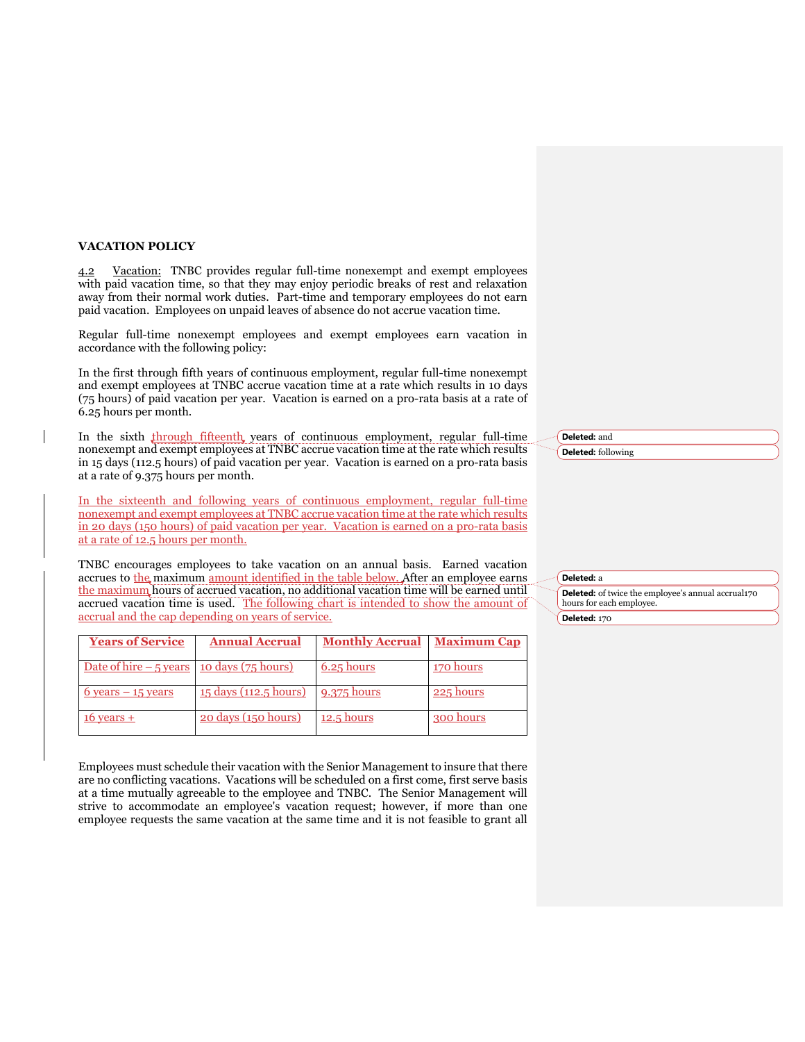**VACATION POLICY**

4.2 Vacation: TNBC provides regular full-time nonexempt and exempt employees with paid vacation time, so that they may enjoy periodic breaks of rest and relaxation away from their normal work duties. Part-time and temporary employees do not earn paid vacation. Employees on unpaid leaves of absence do not accrue vacation time.

Regular full-time nonexempt employees and exempt employees earn vacation in accordance with the following policy:

In the first through fifth years of continuous employment, regular full-time nonexempt and exempt employees at TNBC accrue vacation time at a rate which results in 10 days (75 hours) of paid vacation per year. Vacation is earned on a pro-rata basis at a rate of 6.25 hours per month.

In the sixth through fifteenth years of continuous employment, regular full-time nonexempt and exempt employees at TNBC accrue vacation time at the rate which results in 15 days (112.5 hours) of paid vacation per year. Vacation is earned on a pro-rata basis at a rate of 9.375 hours per month.

In the sixteenth and following years of continuous employment, regular full-time nonexempt and exempt employees at TNBC accrue vacation time at the rate which results in 20 days (150 hours) of paid vacation per year. Vacation is earned on a pro-rata basis at a rate of 12.5 hours per month.

TNBC encourages employees to take vacation on an annual basis. Earned vacation accrues to the maximum amount identified in the table below. After an employee earns the maximum hours of accrued vacation, no additional vacation time will be earned until accrued vacation time is used. The following chart is intended to show the amount of accrual and the cap depending on years of service.

| Years of Service | Annual Accrual | Monthly Accrual | Maximum Cap |
|---|---|---|---|
| Date of hire – 5 years | 10 days (75 hours) | 6.25 hours | 170 hours |
| 6 years – 15 years | 15 days (112.5 hours) | 9.375 hours | 225 hours |
| 16 years + | 20 days (150 hours) | 12.5 hours | 300 hours |

Employees must schedule their vacation with the Senior Management to insure that there are no conflicting vacations. Vacations will be scheduled on a first come, first serve basis at a time mutually agreeable to the employee and TNBC. The Senior Management will strive to accommodate an employee's vacation request; however, if more than one employee requests the same vacation at the same time and it is not feasible to grant all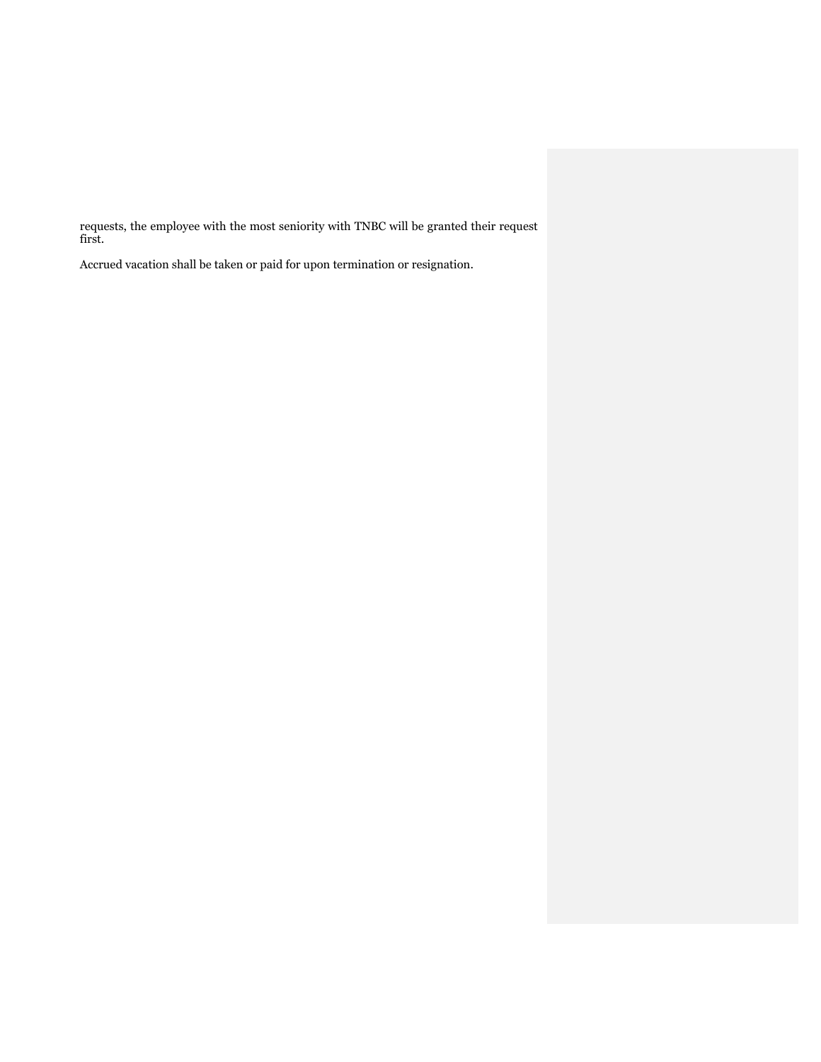requests, the employee with the most seniority with TNBC will be granted their request first.

Accrued vacation shall be taken or paid for upon termination or resignation.